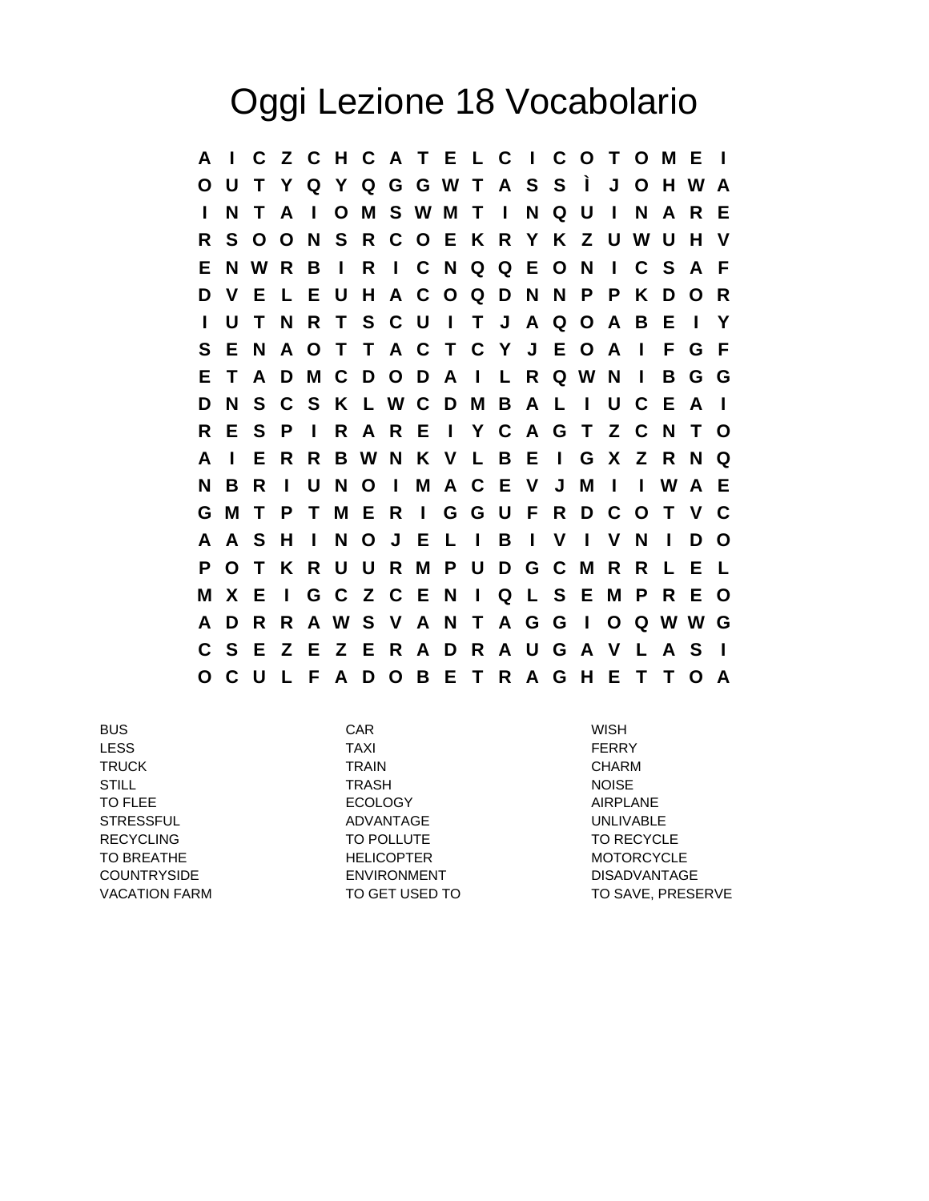# Oggi Lezione 18 Vocabolario

```
A I C Z C H C A T E L C I C O T O M E I
O U T Y Q Y Q G G W T A S S Ì J O H W A
I N T A I O M S W M T I N Q U I N A R E
R S O O N S R C O E K R Y K Z U W U H V
E N W R B I R I C N Q Q E O N I C S A F
D V E L E U H A C O Q D N N P P K D O R
I U T N R T S C U I T J A Q O A B E I Y
S E N A O T T A C T C Y J E O A I F G F
E T A D M C D O D A I L R Q W N I B G G
D N S C S K L W C D M B A L I U C E A I
R E S P I R A R E I Y C A G T Z C N T O
A I E R R B W N K V L B E I G X Z R N Q
N B R I U N O I M A C E V J M I I W A E
G M T P T M E R I G G U F R D C O T V C
A A S H I N O J E L I B I V I V N I D O
P O T K R U U R M P U D G C M R R L E L
M X E I G C Z C E N I Q L S E M P R E O
A D R R A W S V A N T A G G I O Q W W G
C S E Z E Z E R A D R A U G A V L A S I
O C U L F A D O B E T R A G H E T T O A
```

| | | |
|---|---|---|
| BUS | CAR | WISH |
| LESS | TAXI | FERRY |
| TRUCK | TRAIN | CHARM |
| STILL | TRASH | NOISE |
| TO FLEE | ECOLOGY | AIRPLANE |
| STRESSFUL | ADVANTAGE | UNLIVABLE |
| RECYCLING | TO POLLUTE | TO RECYCLE |
| TO BREATHE | HELICOPTER | MOTORCYCLE |
| COUNTRYSIDE | ENVIRONMENT | DISADVANTAGE |
| VACATION FARM | TO GET USED TO | TO SAVE, PRESERVE |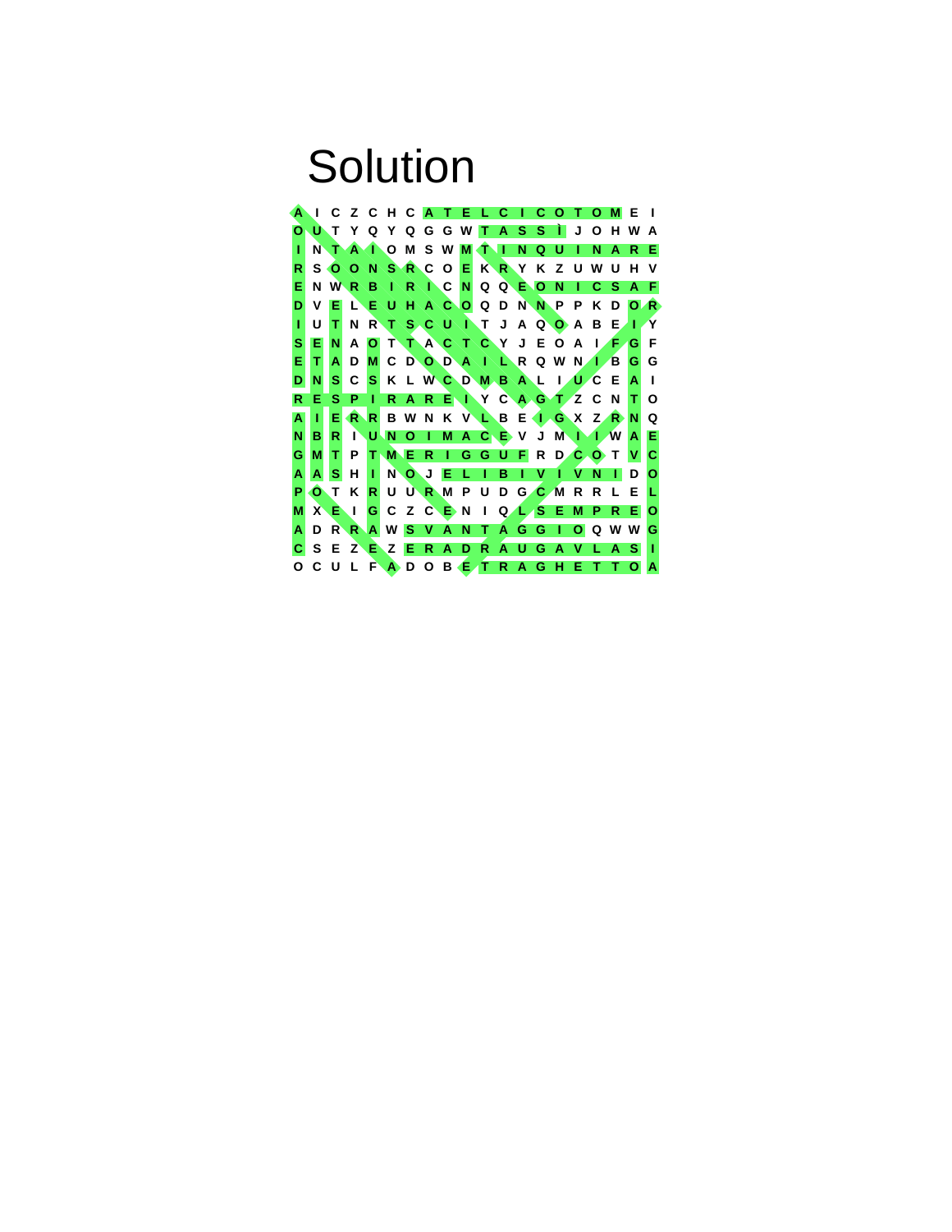# Solution

| | | | | | | | | | | | | | | | | | | | |
|---|---|---|---|---|---|---|---|---|---|---|---|---|---|---|---|---|---|---|---|
| A | I | C | Z | C | H | C | A | T | E | L | C | I | C | O | T | O | M | E | I |
| O | U | T | Y | Q | Y | Q | G | G | W | T | A | S | S | Ì | J | O | H | W | A |
| I | N | T | A | I | O | M | S | W | M | T | I | N | Q | U | I | N | A | R | E |
| R | S | O | O | N | S | R | C | O | E | K | R | Y | K | Z | U | W | U | H | V |
| E | N | W | R | B | I | R | I | C | N | Q | Q | E | O | N | I | C | S | A | F |
| D | V | E | L | E | U | H | A | C | O | Q | D | N | N | P | P | K | D | O | R |
| I | U | T | N | R | T | S | C | U | I | T | J | A | Q | O | A | B | E | I | Y |
| S | E | N | A | O | T | T | A | C | T | C | Y | J | E | O | A | I | F | G | F |
| E | T | A | D | M | C | D | O | D | A | I | L | R | Q | W | N | I | B | G | G |
| D | N | S | C | S | K | L | W | C | D | M | B | A | L | I | U | C | E | A | I |
| R | E | S | P | I | R | A | R | E | I | Y | C | A | G | T | Z | C | N | T | O |
| A | I | E | R | R | B | W | N | K | V | L | B | E | I | G | X | Z | R | N | Q |
| N | B | R | I | U | N | O | I | M | A | C | E | V | J | M | I | I | W | A | E |
| G | M | T | P | T | M | E | R | I | G | G | U | F | R | D | C | O | T | V | C |
| A | A | S | H | I | N | O | J | E | L | I | B | I | V | I | V | N | I | D | O |
| P | O | T | K | R | U | U | R | M | P | U | D | G | C | M | R | R | L | E | L |
| M | X | E | I | G | C | Z | C | E | N | I | Q | L | S | E | M | P | R | E | O |
| A | D | R | R | A | W | S | V | A | N | T | A | G | G | I | O | Q | W | W | G |
| C | S | E | Z | E | Z | E | R | A | D | R | A | U | G | A | V | L | A | S | I |
| O | C | U | L | F | A | D | O | B | E | T | R | A | G | H | E | T | T | O | A |